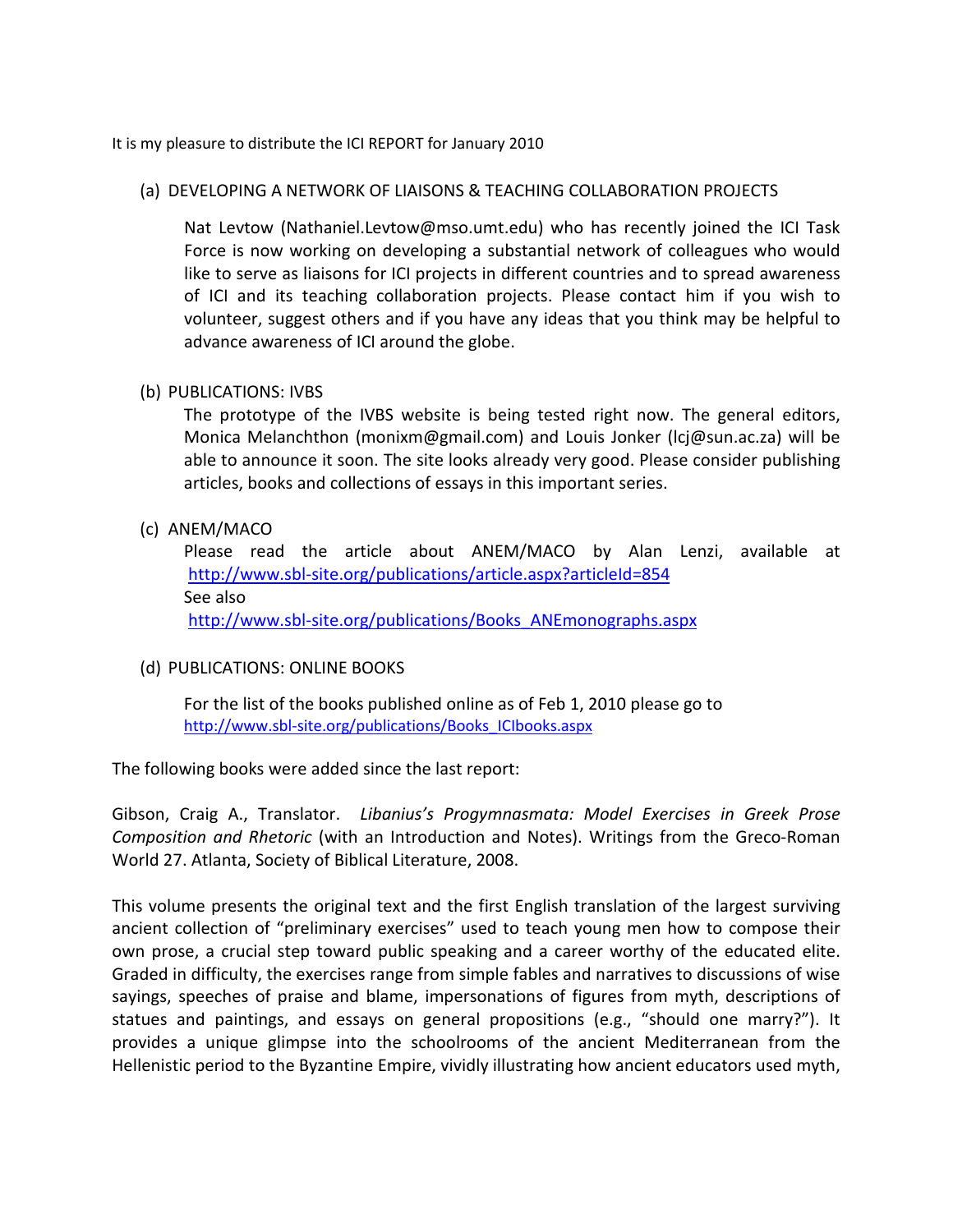It is my pleasure to distribute the ICI REPORT for January 2010

(a) DEVELOPING A NETWORK OF LIAISONS & TEACHING COLLABORATION PROJECTS

Nat Levtow (Nathaniel.Levtow@mso.umt.edu) who has recently joined the ICI Task Force is now working on developing a substantial network of colleagues who would like to serve as liaisons for ICI projects in different countries and to spread awareness of ICI and its teaching collaboration projects. Please contact him if you wish to volunteer, suggest others and if you have any ideas that you think may be helpful to advance awareness of ICI around the globe.

(b) PUBLICATIONS: IVBS

The prototype of the IVBS website is being tested right now. The general editors, Monica Melanchthon (monixm@gmail.com) and Louis Jonker (lcj@sun.ac.za) will be able to announce it soon. The site looks already very good. Please consider publishing articles, books and collections of essays in this important series.

(c) ANEM/MACO

Please read the article about ANEM/MACO by Alan Lenzi, available at http://www.sbl-site.org/publications/article.aspx?articleId=854
See also
http://www.sbl-site.org/publications/Books_ANEmonographs.aspx

(d) PUBLICATIONS: ONLINE BOOKS

For the list of the books published online as of Feb 1, 2010 please go to
http://www.sbl-site.org/publications/Books_ICIbooks.aspx

The following books were added since the last report:

Gibson, Craig A., Translator. *Libanius's Progymnasmata: Model Exercises in Greek Prose Composition and Rhetoric* (with an Introduction and Notes). Writings from the Greco-Roman World 27. Atlanta, Society of Biblical Literature, 2008.

This volume presents the original text and the first English translation of the largest surviving ancient collection of "preliminary exercises" used to teach young men how to compose their own prose, a crucial step toward public speaking and a career worthy of the educated elite. Graded in difficulty, the exercises range from simple fables and narratives to discussions of wise sayings, speeches of praise and blame, impersonations of figures from myth, descriptions of statues and paintings, and essays on general propositions (e.g., "should one marry?"). It provides a unique glimpse into the schoolrooms of the ancient Mediterranean from the Hellenistic period to the Byzantine Empire, vividly illustrating how ancient educators used myth,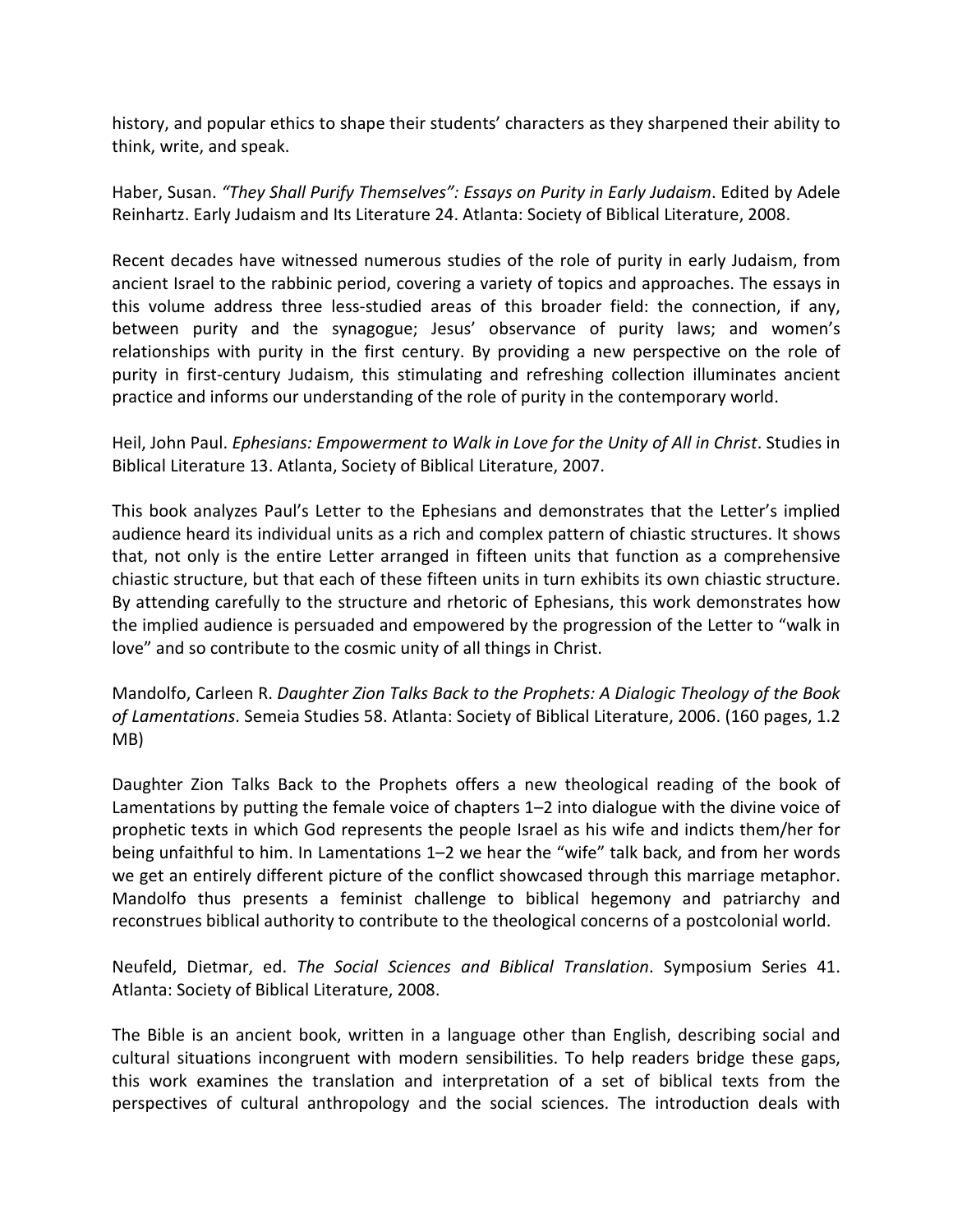history, and popular ethics to shape their students' characters as they sharpened their ability to think, write, and speak.

Haber, Susan. *"They Shall Purify Themselves": Essays on Purity in Early Judaism*. Edited by Adele Reinhartz. Early Judaism and Its Literature 24. Atlanta: Society of Biblical Literature, 2008.

Recent decades have witnessed numerous studies of the role of purity in early Judaism, from ancient Israel to the rabbinic period, covering a variety of topics and approaches. The essays in this volume address three less-studied areas of this broader field: the connection, if any, between purity and the synagogue; Jesus' observance of purity laws; and women's relationships with purity in the first century. By providing a new perspective on the role of purity in first-century Judaism, this stimulating and refreshing collection illuminates ancient practice and informs our understanding of the role of purity in the contemporary world.

Heil, John Paul. *Ephesians: Empowerment to Walk in Love for the Unity of All in Christ*. Studies in Biblical Literature 13. Atlanta, Society of Biblical Literature, 2007.

This book analyzes Paul's Letter to the Ephesians and demonstrates that the Letter's implied audience heard its individual units as a rich and complex pattern of chiastic structures. It shows that, not only is the entire Letter arranged in fifteen units that function as a comprehensive chiastic structure, but that each of these fifteen units in turn exhibits its own chiastic structure. By attending carefully to the structure and rhetoric of Ephesians, this work demonstrates how the implied audience is persuaded and empowered by the progression of the Letter to "walk in love" and so contribute to the cosmic unity of all things in Christ.

Mandolfo, Carleen R. *Daughter Zion Talks Back to the Prophets: A Dialogic Theology of the Book of Lamentations*. Semeia Studies 58. Atlanta: Society of Biblical Literature, 2006. (160 pages, 1.2 MB)

Daughter Zion Talks Back to the Prophets offers a new theological reading of the book of Lamentations by putting the female voice of chapters 1–2 into dialogue with the divine voice of prophetic texts in which God represents the people Israel as his wife and indicts them/her for being unfaithful to him. In Lamentations 1–2 we hear the "wife" talk back, and from her words we get an entirely different picture of the conflict showcased through this marriage metaphor. Mandolfo thus presents a feminist challenge to biblical hegemony and patriarchy and reconstrues biblical authority to contribute to the theological concerns of a postcolonial world.

Neufeld, Dietmar, ed. *The Social Sciences and Biblical Translation*. Symposium Series 41. Atlanta: Society of Biblical Literature, 2008.

The Bible is an ancient book, written in a language other than English, describing social and cultural situations incongruent with modern sensibilities. To help readers bridge these gaps, this work examines the translation and interpretation of a set of biblical texts from the perspectives of cultural anthropology and the social sciences. The introduction deals with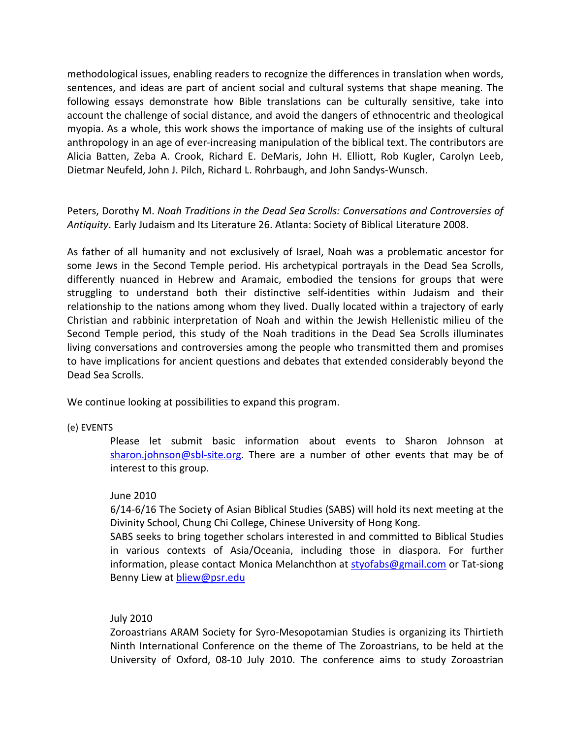methodological issues, enabling readers to recognize the differences in translation when words, sentences, and ideas are part of ancient social and cultural systems that shape meaning. The following essays demonstrate how Bible translations can be culturally sensitive, take into account the challenge of social distance, and avoid the dangers of ethnocentric and theological myopia. As a whole, this work shows the importance of making use of the insights of cultural anthropology in an age of ever-increasing manipulation of the biblical text. The contributors are Alicia Batten, Zeba A. Crook, Richard E. DeMaris, John H. Elliott, Rob Kugler, Carolyn Leeb, Dietmar Neufeld, John J. Pilch, Richard L. Rohrbaugh, and John Sandys-Wunsch.

Peters, Dorothy M. *Noah Traditions in the Dead Sea Scrolls: Conversations and Controversies of Antiquity*. Early Judaism and Its Literature 26. Atlanta: Society of Biblical Literature 2008.

As father of all humanity and not exclusively of Israel, Noah was a problematic ancestor for some Jews in the Second Temple period. His archetypical portrayals in the Dead Sea Scrolls, differently nuanced in Hebrew and Aramaic, embodied the tensions for groups that were struggling to understand both their distinctive self-identities within Judaism and their relationship to the nations among whom they lived. Dually located within a trajectory of early Christian and rabbinic interpretation of Noah and within the Jewish Hellenistic milieu of the Second Temple period, this study of the Noah traditions in the Dead Sea Scrolls illuminates living conversations and controversies among the people who transmitted them and promises to have implications for ancient questions and debates that extended considerably beyond the Dead Sea Scrolls.

We continue looking at possibilities to expand this program.

(e) EVENTS

Please let submit basic information about events to Sharon Johnson at sharon.johnson@sbl-site.org. There are a number of other events that may be of interest to this group.

June 2010

6/14-6/16 The Society of Asian Biblical Studies (SABS) will hold its next meeting at the Divinity School, Chung Chi College, Chinese University of Hong Kong.

SABS seeks to bring together scholars interested in and committed to Biblical Studies in various contexts of Asia/Oceania, including those in diaspora. For further information, please contact Monica Melanchthon at styofabs@gmail.com or Tat-siong Benny Liew at bliew@psr.edu

July 2010

Zoroastrians ARAM Society for Syro-Mesopotamian Studies is organizing its Thirtieth Ninth International Conference on the theme of The Zoroastrians, to be held at the University of Oxford, 08-10 July 2010. The conference aims to study Zoroastrian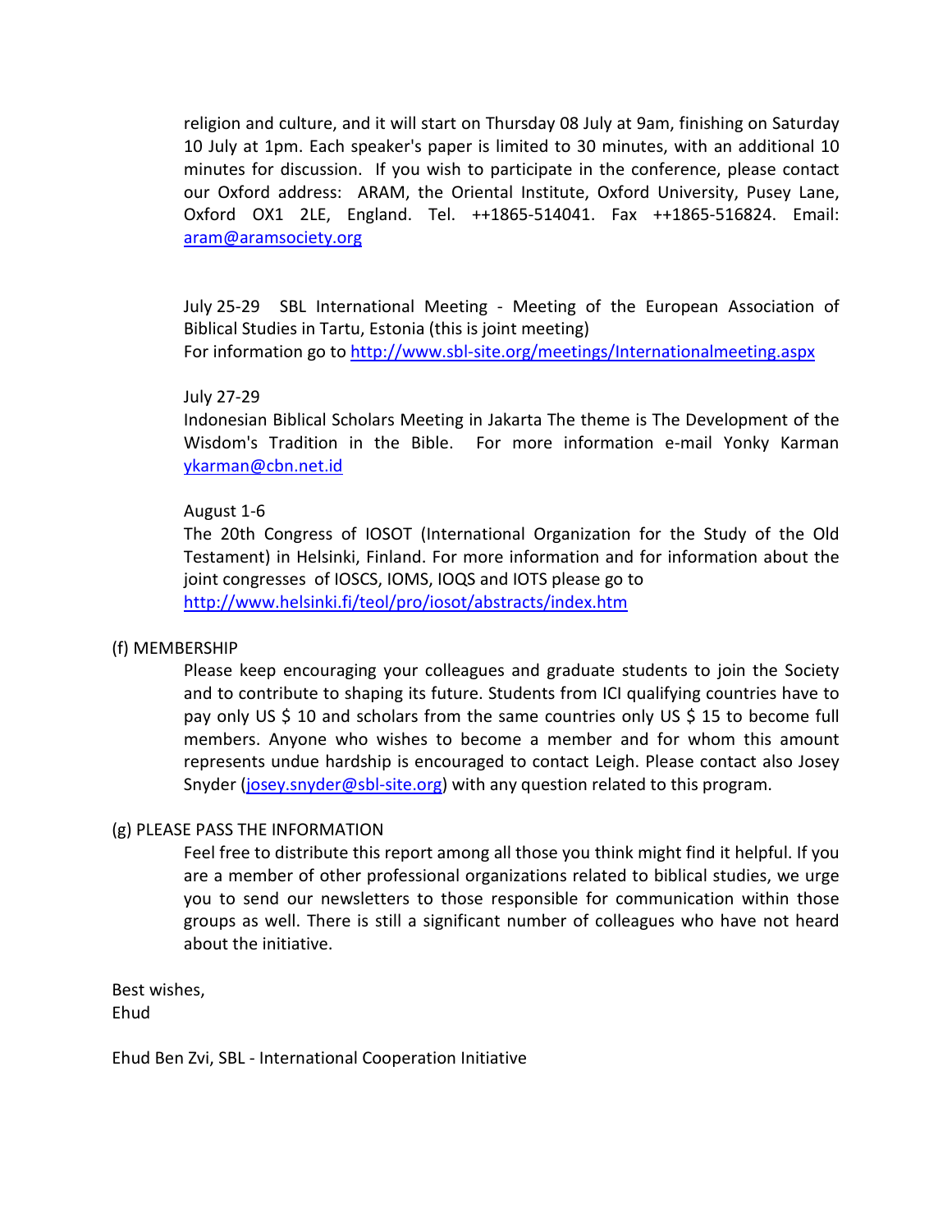religion and culture, and it will start on Thursday 08 July at 9am, finishing on Saturday 10 July at 1pm. Each speaker's paper is limited to 30 minutes, with an additional 10 minutes for discussion. If you wish to participate in the conference, please contact our Oxford address: ARAM, the Oriental Institute, Oxford University, Pusey Lane, Oxford OX1 2LE, England. Tel. ++1865-514041. Fax ++1865-516824. Email: aram@aramsociety.org

July 25-29 SBL International Meeting - Meeting of the European Association of Biblical Studies in Tartu, Estonia (this is joint meeting)
For information go to http://www.sbl-site.org/meetings/Internationalmeeting.aspx

July 27-29
Indonesian Biblical Scholars Meeting in Jakarta The theme is The Development of the Wisdom's Tradition in the Bible. For more information e-mail Yonky Karman ykarman@cbn.net.id

August 1-6
The 20th Congress of IOSOT (International Organization for the Study of the Old Testament) in Helsinki, Finland. For more information and for information about the joint congresses of IOSCS, IOMS, IOQS and IOTS please go to
http://www.helsinki.fi/teol/pro/iosot/abstracts/index.htm

(f) MEMBERSHIP

Please keep encouraging your colleagues and graduate students to join the Society and to contribute to shaping its future. Students from ICI qualifying countries have to pay only US $ 10 and scholars from the same countries only US $ 15 to become full members. Anyone who wishes to become a member and for whom this amount represents undue hardship is encouraged to contact Leigh. Please contact also Josey Snyder (josey.snyder@sbl-site.org) with any question related to this program.

(g) PLEASE PASS THE INFORMATION

Feel free to distribute this report among all those you think might find it helpful. If you are a member of other professional organizations related to biblical studies, we urge you to send our newsletters to those responsible for communication within those groups as well. There is still a significant number of colleagues who have not heard about the initiative.

Best wishes,
Ehud

Ehud Ben Zvi, SBL - International Cooperation Initiative